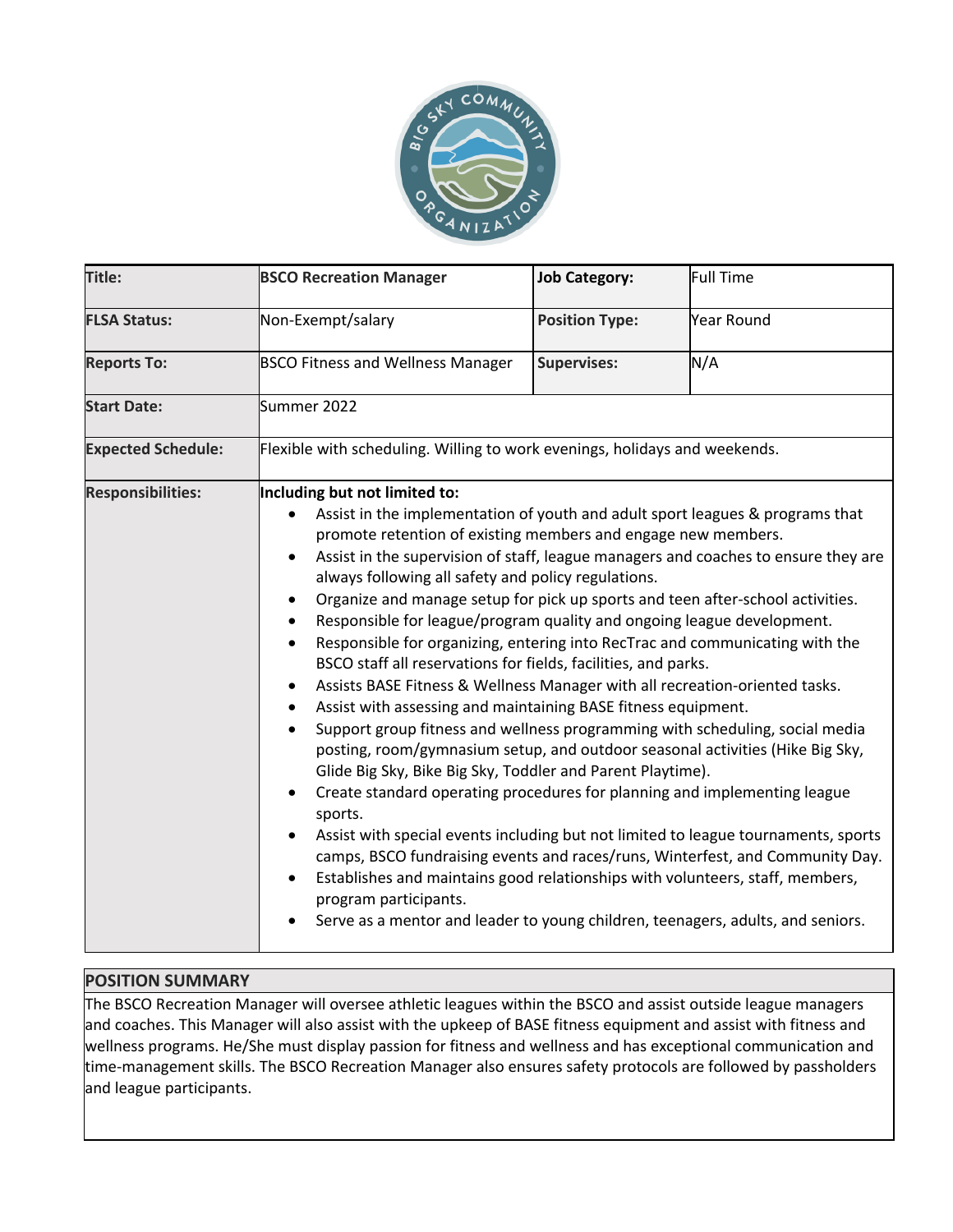| Title: | BSCO Recreation Manager | Job Category: | Full Time |
|---|---|---|---|
| FLSA Status: | Non-Exempt/salary | Position Type: | Year Round |
| Reports To: | BSCO Fitness and Wellness Manager | Supervises: | N/A |
| Start Date: | Summer 2022 | | |
| Expected Schedule: | Flexible with scheduling. Willing to work evenings, holidays and weekends. | | |
| Responsibilities: | **Including but not limited to:**<br>• Assist in the implementation of youth and adult sport leagues & programs that promote retention of existing members and engage new members.<br>• Assist in the supervision of staff, league managers and coaches to ensure they are always following all safety and policy regulations.<br>• Organize and manage setup for pick up sports and teen after-school activities.<br>• Responsible for league/program quality and ongoing league development.<br>• Responsible for organizing, entering into RecTrac and communicating with the BSCO staff all reservations for fields, facilities, and parks.<br>• Assists BASE Fitness & Wellness Manager with all recreation-oriented tasks.<br>• Assist with assessing and maintaining BASE fitness equipment.<br>• Support group fitness and wellness programming with scheduling, social media posting, room/gymnasium setup, and outdoor seasonal activities (Hike Big Sky, Glide Big Sky, Bike Big Sky, Toddler and Parent Playtime).<br>• Create standard operating procedures for planning and implementing league sports.<br>• Assist with special events including but not limited to league tournaments, sports camps, BSCO fundraising events and races/runs, Winterfest, and Community Day.<br>• Establishes and maintains good relationships with volunteers, staff, members, program participants.<br>• Serve as a mentor and leader to young children, teenagers, adults, and seniors. | | |

## POSITION SUMMARY

The BSCO Recreation Manager will oversee athletic leagues within the BSCO and assist outside league managers and coaches. This Manager will also assist with the upkeep of BASE fitness equipment and assist with fitness and wellness programs. He/She must display passion for fitness and wellness and has exceptional communication and time-management skills. The BSCO Recreation Manager also ensures safety protocols are followed by passholders and league participants.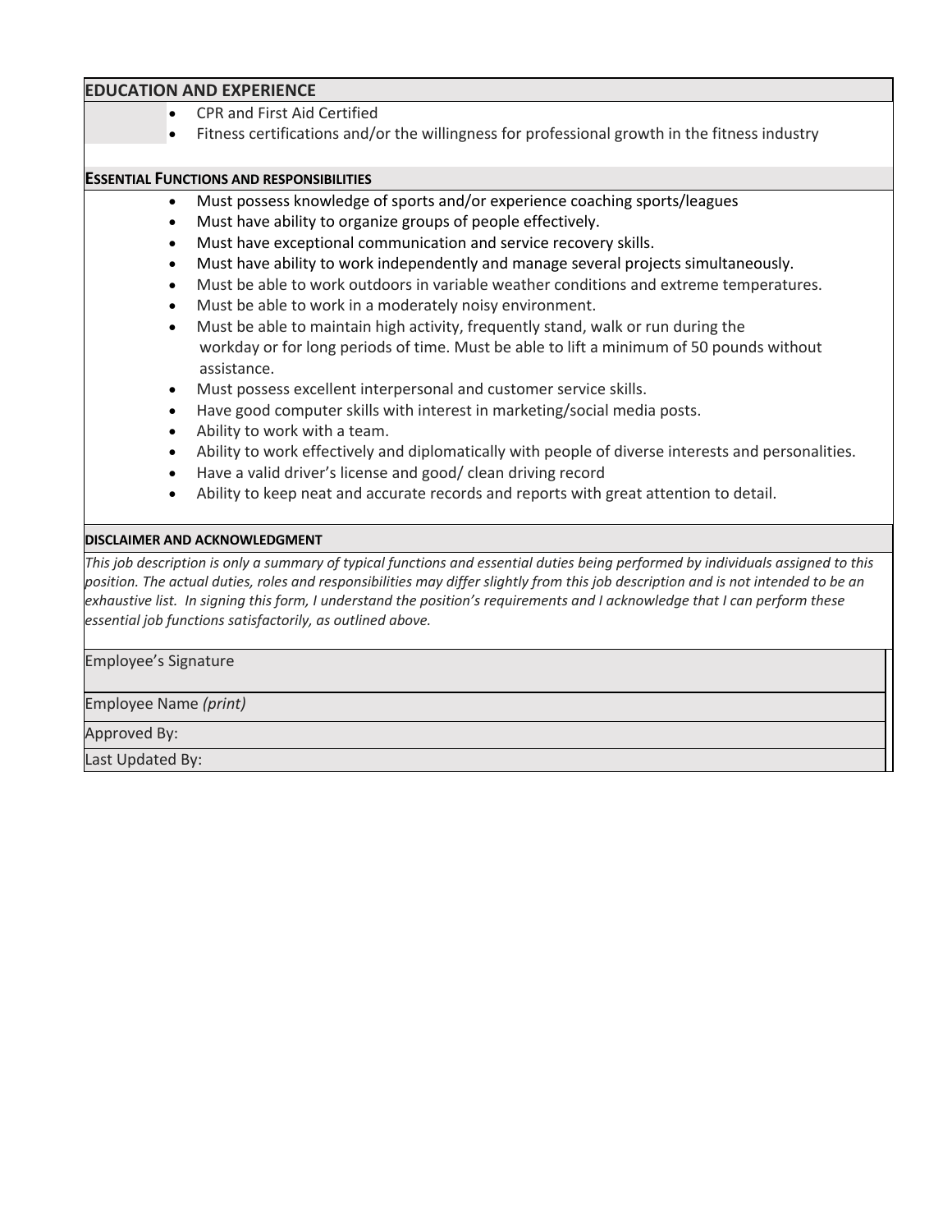## EDUCATION AND EXPERIENCE

- CPR and First Aid Certified
- Fitness certifications and/or the willingness for professional growth in the fitness industry

### ESSENTIAL FUNCTIONS AND RESPONSIBILITIES

- Must possess knowledge of sports and/or experience coaching sports/leagues
- Must have ability to organize groups of people effectively.
- Must have exceptional communication and service recovery skills.
- Must have ability to work independently and manage several projects simultaneously.
- Must be able to work outdoors in variable weather conditions and extreme temperatures.
- Must be able to work in a moderately noisy environment.
- Must be able to maintain high activity, frequently stand, walk or run during the workday or for long periods of time. Must be able to lift a minimum of 50 pounds without assistance.
- Must possess excellent interpersonal and customer service skills.
- Have good computer skills with interest in marketing/social media posts.
- Ability to work with a team.
- Ability to work effectively and diplomatically with people of diverse interests and personalities.
- Have a valid driver's license and good/ clean driving record
- Ability to keep neat and accurate records and reports with great attention to detail.

### DISCLAIMER AND ACKNOWLEDGMENT

*This job description is only a summary of typical functions and essential duties being performed by individuals assigned to this position. The actual duties, roles and responsibilities may differ slightly from this job description and is not intended to be an exhaustive list. In signing this form, I understand the position's requirements and I acknowledge that I can perform these essential job functions satisfactorily, as outlined above.*

Employee's Signature

Employee Name *(print)*

Approved By:

Last Updated By: